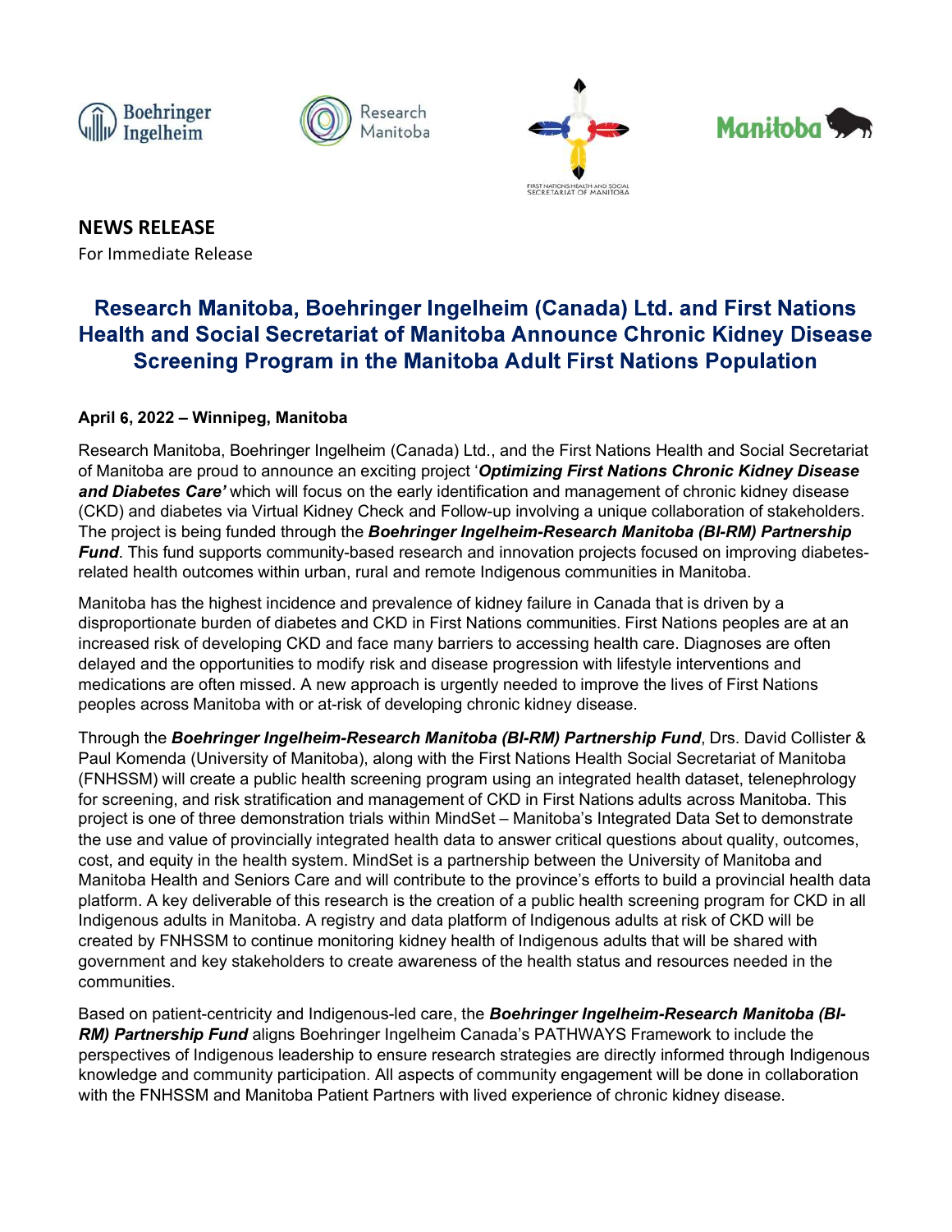**NEWS RELEASE**

For Immediate Release

# Research Manitoba, Boehringer Ingelheim (Canada) Ltd. and First Nations Health and Social Secretariat of Manitoba Announce Chronic Kidney Disease Screening Program in the Manitoba Adult First Nations Population

**April 6, 2022 – Winnipeg, Manitoba**

Research Manitoba, Boehringer Ingelheim (Canada) Ltd., and the First Nations Health and Social Secretariat of Manitoba are proud to announce an exciting project '***Optimizing First Nations Chronic Kidney Disease and Diabetes Care'*** which will focus on the early identification and management of chronic kidney disease (CKD) and diabetes via Virtual Kidney Check and Follow-up involving a unique collaboration of stakeholders. The project is being funded through the ***Boehringer Ingelheim-Research Manitoba (BI-RM) Partnership Fund***. This fund supports community-based research and innovation projects focused on improving diabetes-related health outcomes within urban, rural and remote Indigenous communities in Manitoba.

Manitoba has the highest incidence and prevalence of kidney failure in Canada that is driven by a disproportionate burden of diabetes and CKD in First Nations communities. First Nations peoples are at an increased risk of developing CKD and face many barriers to accessing health care. Diagnoses are often delayed and the opportunities to modify risk and disease progression with lifestyle interventions and medications are often missed. A new approach is urgently needed to improve the lives of First Nations peoples across Manitoba with or at-risk of developing chronic kidney disease.

Through the ***Boehringer Ingelheim-Research Manitoba (BI-RM) Partnership Fund***, Drs. David Collister & Paul Komenda (University of Manitoba), along with the First Nations Health Social Secretariat of Manitoba (FNHSSM) will create a public health screening program using an integrated health dataset, telenephrology for screening, and risk stratification and management of CKD in First Nations adults across Manitoba. This project is one of three demonstration trials within MindSet – Manitoba's Integrated Data Set to demonstrate the use and value of provincially integrated health data to answer critical questions about quality, outcomes, cost, and equity in the health system. MindSet is a partnership between the University of Manitoba and Manitoba Health and Seniors Care and will contribute to the province's efforts to build a provincial health data platform. A key deliverable of this research is the creation of a public health screening program for CKD in all Indigenous adults in Manitoba. A registry and data platform of Indigenous adults at risk of CKD will be created by FNHSSM to continue monitoring kidney health of Indigenous adults that will be shared with government and key stakeholders to create awareness of the health status and resources needed in the communities.

Based on patient-centricity and Indigenous-led care, the ***Boehringer Ingelheim-Research Manitoba (BI-RM) Partnership Fund*** aligns Boehringer Ingelheim Canada's PATHWAYS Framework to include the perspectives of Indigenous leadership to ensure research strategies are directly informed through Indigenous knowledge and community participation. All aspects of community engagement will be done in collaboration with the FNHSSM and Manitoba Patient Partners with lived experience of chronic kidney disease.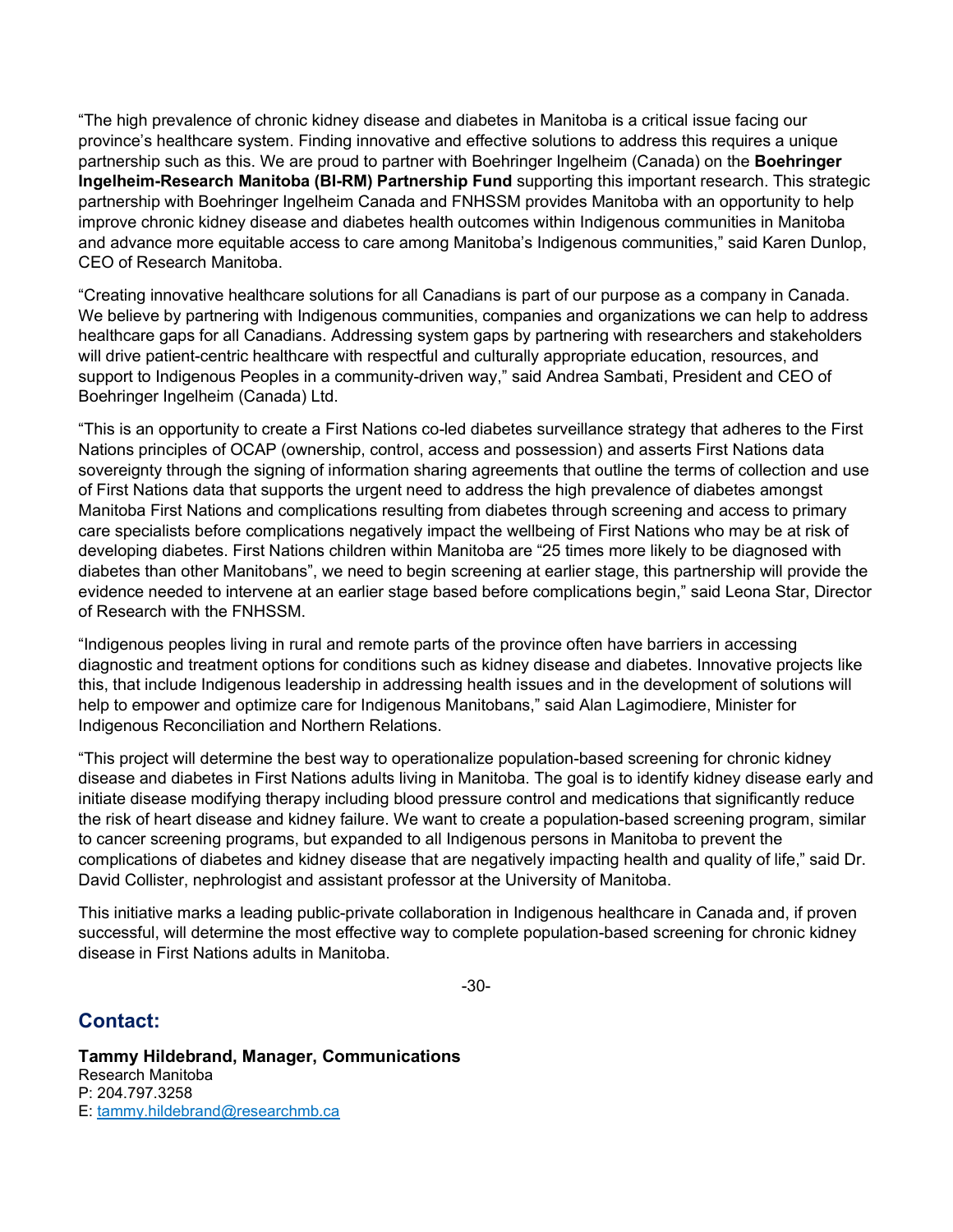"The high prevalence of chronic kidney disease and diabetes in Manitoba is a critical issue facing our province's healthcare system. Finding innovative and effective solutions to address this requires a unique partnership such as this. We are proud to partner with Boehringer Ingelheim (Canada) on the **Boehringer Ingelheim-Research Manitoba (BI-RM) Partnership Fund** supporting this important research. This strategic partnership with Boehringer Ingelheim Canada and FNHSSM provides Manitoba with an opportunity to help improve chronic kidney disease and diabetes health outcomes within Indigenous communities in Manitoba and advance more equitable access to care among Manitoba's Indigenous communities," said Karen Dunlop, CEO of Research Manitoba.

"Creating innovative healthcare solutions for all Canadians is part of our purpose as a company in Canada. We believe by partnering with Indigenous communities, companies and organizations we can help to address healthcare gaps for all Canadians. Addressing system gaps by partnering with researchers and stakeholders will drive patient-centric healthcare with respectful and culturally appropriate education, resources, and support to Indigenous Peoples in a community-driven way," said Andrea Sambati, President and CEO of Boehringer Ingelheim (Canada) Ltd.

"This is an opportunity to create a First Nations co-led diabetes surveillance strategy that adheres to the First Nations principles of OCAP (ownership, control, access and possession) and asserts First Nations data sovereignty through the signing of information sharing agreements that outline the terms of collection and use of First Nations data that supports the urgent need to address the high prevalence of diabetes amongst Manitoba First Nations and complications resulting from diabetes through screening and access to primary care specialists before complications negatively impact the wellbeing of First Nations who may be at risk of developing diabetes. First Nations children within Manitoba are "25 times more likely to be diagnosed with diabetes than other Manitobans", we need to begin screening at earlier stage, this partnership will provide the evidence needed to intervene at an earlier stage based before complications begin," said Leona Star, Director of Research with the FNHSSM.

"Indigenous peoples living in rural and remote parts of the province often have barriers in accessing diagnostic and treatment options for conditions such as kidney disease and diabetes. Innovative projects like this, that include Indigenous leadership in addressing health issues and in the development of solutions will help to empower and optimize care for Indigenous Manitobans," said Alan Lagimodiere, Minister for Indigenous Reconciliation and Northern Relations.

"This project will determine the best way to operationalize population-based screening for chronic kidney disease and diabetes in First Nations adults living in Manitoba. The goal is to identify kidney disease early and initiate disease modifying therapy including blood pressure control and medications that significantly reduce the risk of heart disease and kidney failure. We want to create a population-based screening program, similar to cancer screening programs, but expanded to all Indigenous persons in Manitoba to prevent the complications of diabetes and kidney disease that are negatively impacting health and quality of life," said Dr. David Collister, nephrologist and assistant professor at the University of Manitoba.

This initiative marks a leading public-private collaboration in Indigenous healthcare in Canada and, if proven successful, will determine the most effective way to complete population-based screening for chronic kidney disease in First Nations adults in Manitoba.

-30-

## Contact:

**Tammy Hildebrand, Manager, Communications**
Research Manitoba
P: 204.797.3258
E: tammy.hildebrand@researchmb.ca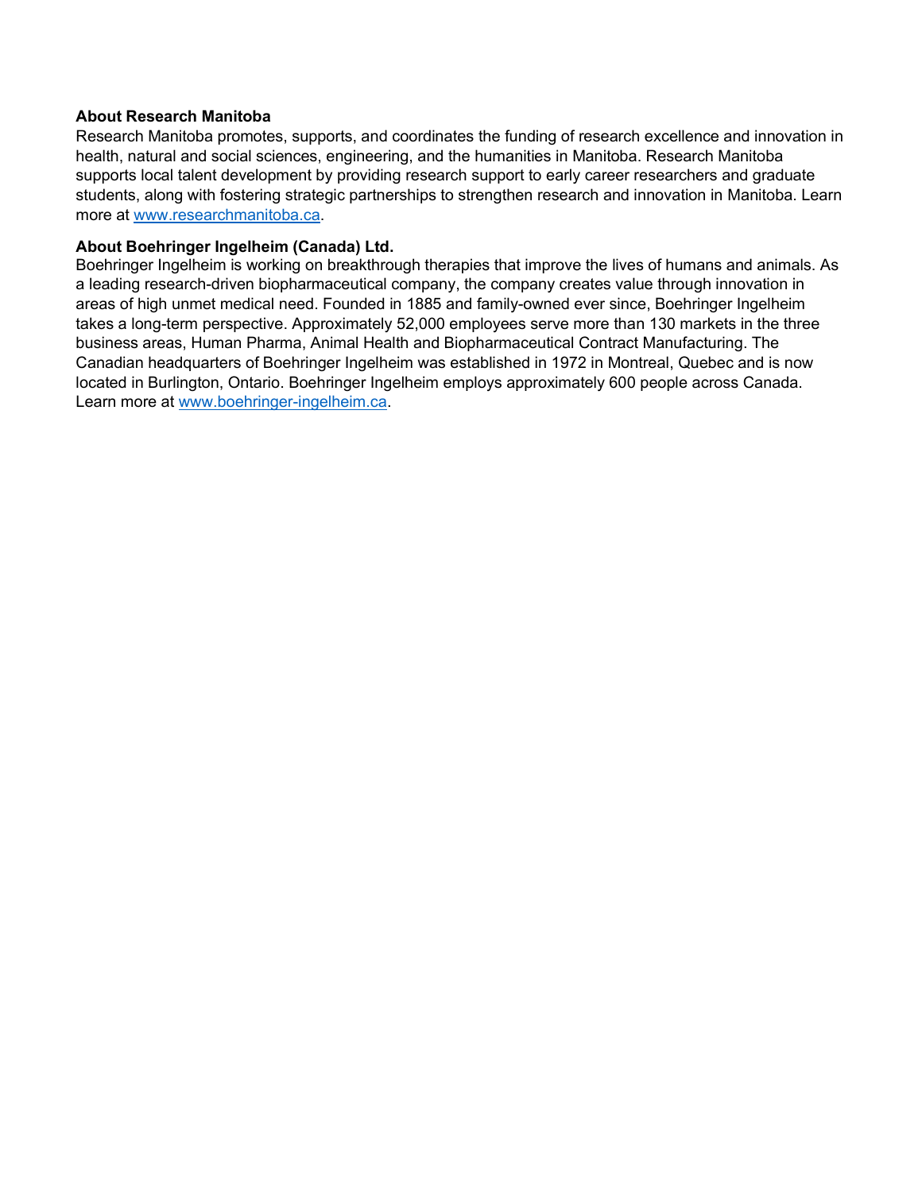**About Research Manitoba**

Research Manitoba promotes, supports, and coordinates the funding of research excellence and innovation in health, natural and social sciences, engineering, and the humanities in Manitoba. Research Manitoba supports local talent development by providing research support to early career researchers and graduate students, along with fostering strategic partnerships to strengthen research and innovation in Manitoba. Learn more at [www.researchmanitoba.ca](http://www.researchmanitoba.ca).

**About Boehringer Ingelheim (Canada) Ltd.**

Boehringer Ingelheim is working on breakthrough therapies that improve the lives of humans and animals. As a leading research-driven biopharmaceutical company, the company creates value through innovation in areas of high unmet medical need. Founded in 1885 and family-owned ever since, Boehringer Ingelheim takes a long-term perspective. Approximately 52,000 employees serve more than 130 markets in the three business areas, Human Pharma, Animal Health and Biopharmaceutical Contract Manufacturing. The Canadian headquarters of Boehringer Ingelheim was established in 1972 in Montreal, Quebec and is now located in Burlington, Ontario. Boehringer Ingelheim employs approximately 600 people across Canada. Learn more at [www.boehringer-ingelheim.ca](http://www.boehringer-ingelheim.ca).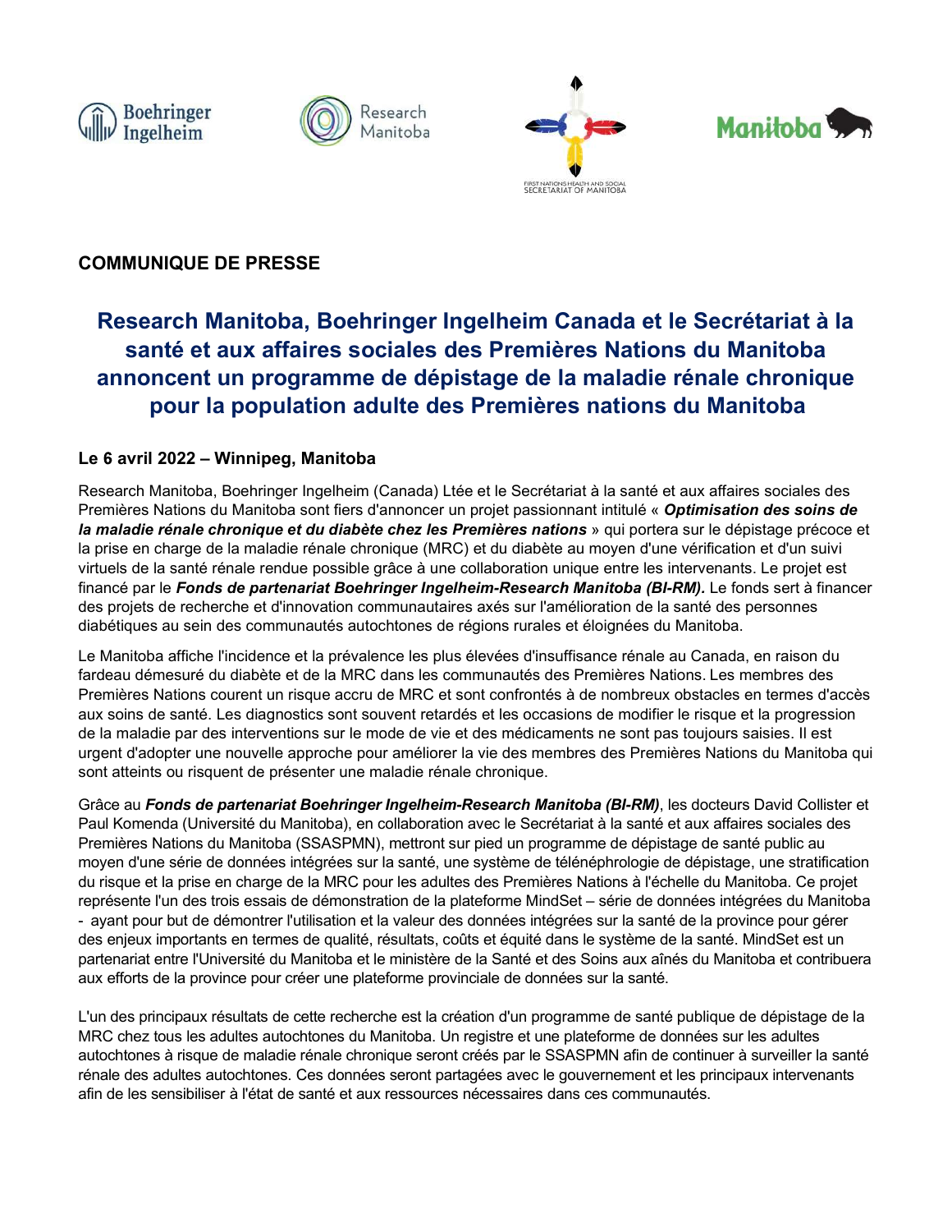**COMMUNIQUE DE PRESSE**

# Research Manitoba, Boehringer Ingelheim Canada et le Secrétariat à la santé et aux affaires sociales des Premières Nations du Manitoba annoncent un programme de dépistage de la maladie rénale chronique pour la population adulte des Premières nations du Manitoba

**Le 6 avril 2022 – Winnipeg, Manitoba**

Research Manitoba, Boehringer Ingelheim (Canada) Ltée et le Secrétariat à la santé et aux affaires sociales des Premières Nations du Manitoba sont fiers d'annoncer un projet passionnant intitulé « ***Optimisation des soins de la maladie rénale chronique et du diabète chez les Premières nations*** » qui portera sur le dépistage précoce et la prise en charge de la maladie rénale chronique (MRC) et du diabète au moyen d'une vérification et d'un suivi virtuels de la santé rénale rendue possible grâce à une collaboration unique entre les intervenants. Le projet est financé par le ***Fonds de partenariat Boehringer Ingelheim-Research Manitoba (BI-RM).*** Le fonds sert à financer des projets de recherche et d'innovation communautaires axés sur l'amélioration de la santé des personnes diabétiques au sein des communautés autochtones de régions rurales et éloignées du Manitoba.

Le Manitoba affiche l'incidence et la prévalence les plus élevées d'insuffisance rénale au Canada, en raison du fardeau démesuré du diabète et de la MRC dans les communautés des Premières Nations. Les membres des Premières Nations courent un risque accru de MRC et sont confrontés à de nombreux obstacles en termes d'accès aux soins de santé. Les diagnostics sont souvent retardés et les occasions de modifier le risque et la progression de la maladie par des interventions sur le mode de vie et des médicaments ne sont pas toujours saisies. Il est urgent d'adopter une nouvelle approche pour améliorer la vie des membres des Premières Nations du Manitoba qui sont atteints ou risquent de présenter une maladie rénale chronique.

Grâce au ***Fonds de partenariat Boehringer Ingelheim-Research Manitoba (BI-RM)***, les docteurs David Collister et Paul Komenda (Université du Manitoba), en collaboration avec le Secrétariat à la santé et aux affaires sociales des Premières Nations du Manitoba (SSASPMN), mettront sur pied un programme de dépistage de santé public au moyen d'une série de données intégrées sur la santé, une système de télénéphrologie de dépistage, une stratification du risque et la prise en charge de la MRC pour les adultes des Premières Nations à l'échelle du Manitoba. Ce projet représente l'un des trois essais de démonstration de la plateforme MindSet – série de données intégrées du Manitoba - ayant pour but de démontrer l'utilisation et la valeur des données intégrées sur la santé de la province pour gérer des enjeux importants en termes de qualité, résultats, coûts et équité dans le système de la santé. MindSet est un partenariat entre l'Université du Manitoba et le ministère de la Santé et des Soins aux aînés du Manitoba et contribuera aux efforts de la province pour créer une plateforme provinciale de données sur la santé.

L'un des principaux résultats de cette recherche est la création d'un programme de santé publique de dépistage de la MRC chez tous les adultes autochtones du Manitoba. Un registre et une plateforme de données sur les adultes autochtones à risque de maladie rénale chronique seront créés par le SSASPMN afin de continuer à surveiller la santé rénale des adultes autochtones. Ces données seront partagées avec le gouvernement et les principaux intervenants afin de les sensibiliser à l'état de santé et aux ressources nécessaires dans ces communautés.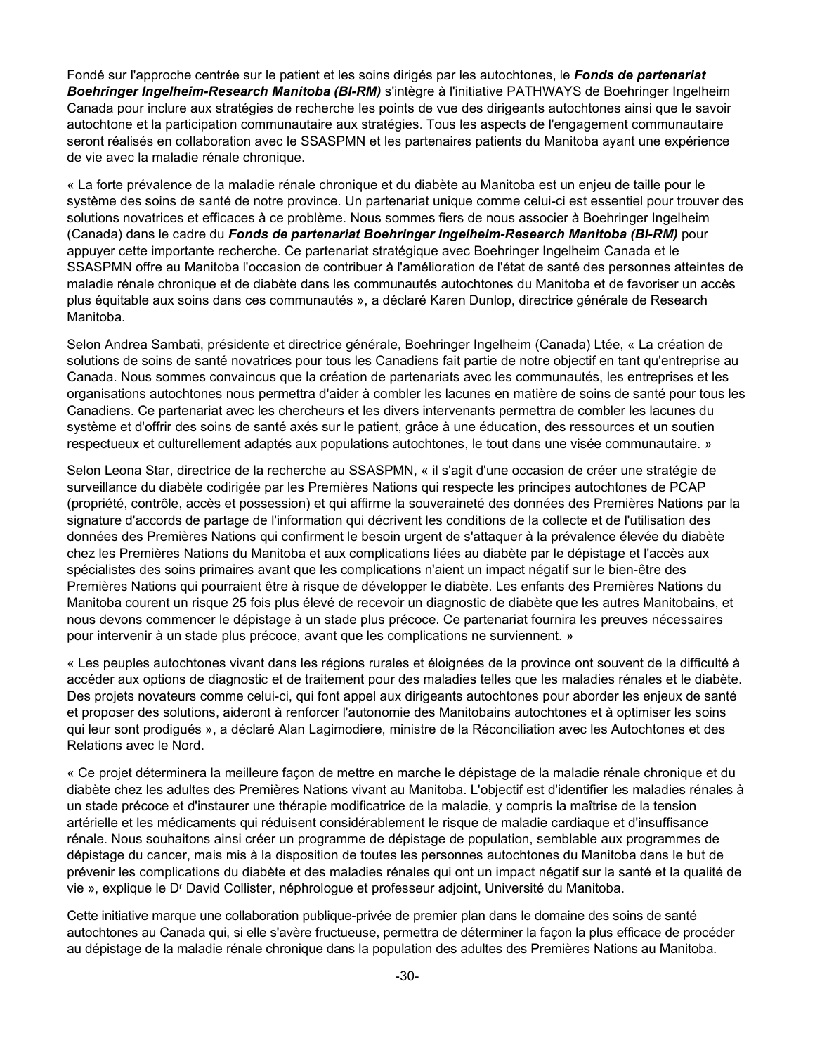Fondé sur l'approche centrée sur le patient et les soins dirigés par les autochtones, le ***Fonds de partenariat Boehringer Ingelheim-Research Manitoba (BI-RM)*** s'intègre à l'initiative PATHWAYS de Boehringer Ingelheim Canada pour inclure aux stratégies de recherche les points de vue des dirigeants autochtones ainsi que le savoir autochtone et la participation communautaire aux stratégies. Tous les aspects de l'engagement communautaire seront réalisés en collaboration avec le SSASPMN et les partenaires patients du Manitoba ayant une expérience de vie avec la maladie rénale chronique.

« La forte prévalence de la maladie rénale chronique et du diabète au Manitoba est un enjeu de taille pour le système des soins de santé de notre province. Un partenariat unique comme celui-ci est essentiel pour trouver des solutions novatrices et efficaces à ce problème. Nous sommes fiers de nous associer à Boehringer Ingelheim (Canada) dans le cadre du ***Fonds de partenariat Boehringer Ingelheim-Research Manitoba (BI-RM)*** pour appuyer cette importante recherche. Ce partenariat stratégique avec Boehringer Ingelheim Canada et le SSASPMN offre au Manitoba l'occasion de contribuer à l'amélioration de l'état de santé des personnes atteintes de maladie rénale chronique et de diabète dans les communautés autochtones du Manitoba et de favoriser un accès plus équitable aux soins dans ces communautés », a déclaré Karen Dunlop, directrice générale de Research Manitoba.

Selon Andrea Sambati, présidente et directrice générale, Boehringer Ingelheim (Canada) Ltée, « La création de solutions de soins de santé novatrices pour tous les Canadiens fait partie de notre objectif en tant qu'entreprise au Canada. Nous sommes convaincus que la création de partenariats avec les communautés, les entreprises et les organisations autochtones nous permettra d'aider à combler les lacunes en matière de soins de santé pour tous les Canadiens. Ce partenariat avec les chercheurs et les divers intervenants permettra de combler les lacunes du système et d'offrir des soins de santé axés sur le patient, grâce à une éducation, des ressources et un soutien respectueux et culturellement adaptés aux populations autochtones, le tout dans une visée communautaire. »

Selon Leona Star, directrice de la recherche au SSASPMN, « il s'agit d'une occasion de créer une stratégie de surveillance du diabète codirigée par les Premières Nations qui respecte les principes autochtones de PCAP (propriété, contrôle, accès et possession) et qui affirme la souveraineté des données des Premières Nations par la signature d'accords de partage de l'information qui décrivent les conditions de la collecte et de l'utilisation des données des Premières Nations qui confirment le besoin urgent de s'attaquer à la prévalence élevée du diabète chez les Premières Nations du Manitoba et aux complications liées au diabète par le dépistage et l'accès aux spécialistes des soins primaires avant que les complications n'aient un impact négatif sur le bien-être des Premières Nations qui pourraient être à risque de développer le diabète. Les enfants des Premières Nations du Manitoba courent un risque 25 fois plus élevé de recevoir un diagnostic de diabète que les autres Manitobains, et nous devons commencer le dépistage à un stade plus précoce. Ce partenariat fournira les preuves nécessaires pour intervenir à un stade plus précoce, avant que les complications ne surviennent. »

« Les peuples autochtones vivant dans les régions rurales et éloignées de la province ont souvent de la difficulté à accéder aux options de diagnostic et de traitement pour des maladies telles que les maladies rénales et le diabète. Des projets novateurs comme celui-ci, qui font appel aux dirigeants autochtones pour aborder les enjeux de santé et proposer des solutions, aideront à renforcer l'autonomie des Manitobains autochtones et à optimiser les soins qui leur sont prodigués », a déclaré Alan Lagimodiere, ministre de la Réconciliation avec les Autochtones et des Relations avec le Nord.

« Ce projet déterminera la meilleure façon de mettre en marche le dépistage de la maladie rénale chronique et du diabète chez les adultes des Premières Nations vivant au Manitoba. L'objectif est d'identifier les maladies rénales à un stade précoce et d'instaurer une thérapie modificatrice de la maladie, y compris la maîtrise de la tension artérielle et les médicaments qui réduisent considérablement le risque de maladie cardiaque et d'insuffisance rénale. Nous souhaitons ainsi créer un programme de dépistage de population, semblable aux programmes de dépistage du cancer, mais mis à la disposition de toutes les personnes autochtones du Manitoba dans le but de prévenir les complications du diabète et des maladies rénales qui ont un impact négatif sur la santé et la qualité de vie », explique le Dʳ David Collister, néphrologue et professeur adjoint, Université du Manitoba.

Cette initiative marque une collaboration publique-privée de premier plan dans le domaine des soins de santé autochtones au Canada qui, si elle s'avère fructueuse, permettra de déterminer la façon la plus efficace de procéder au dépistage de la maladie rénale chronique dans la population des adultes des Premières Nations au Manitoba.

-30-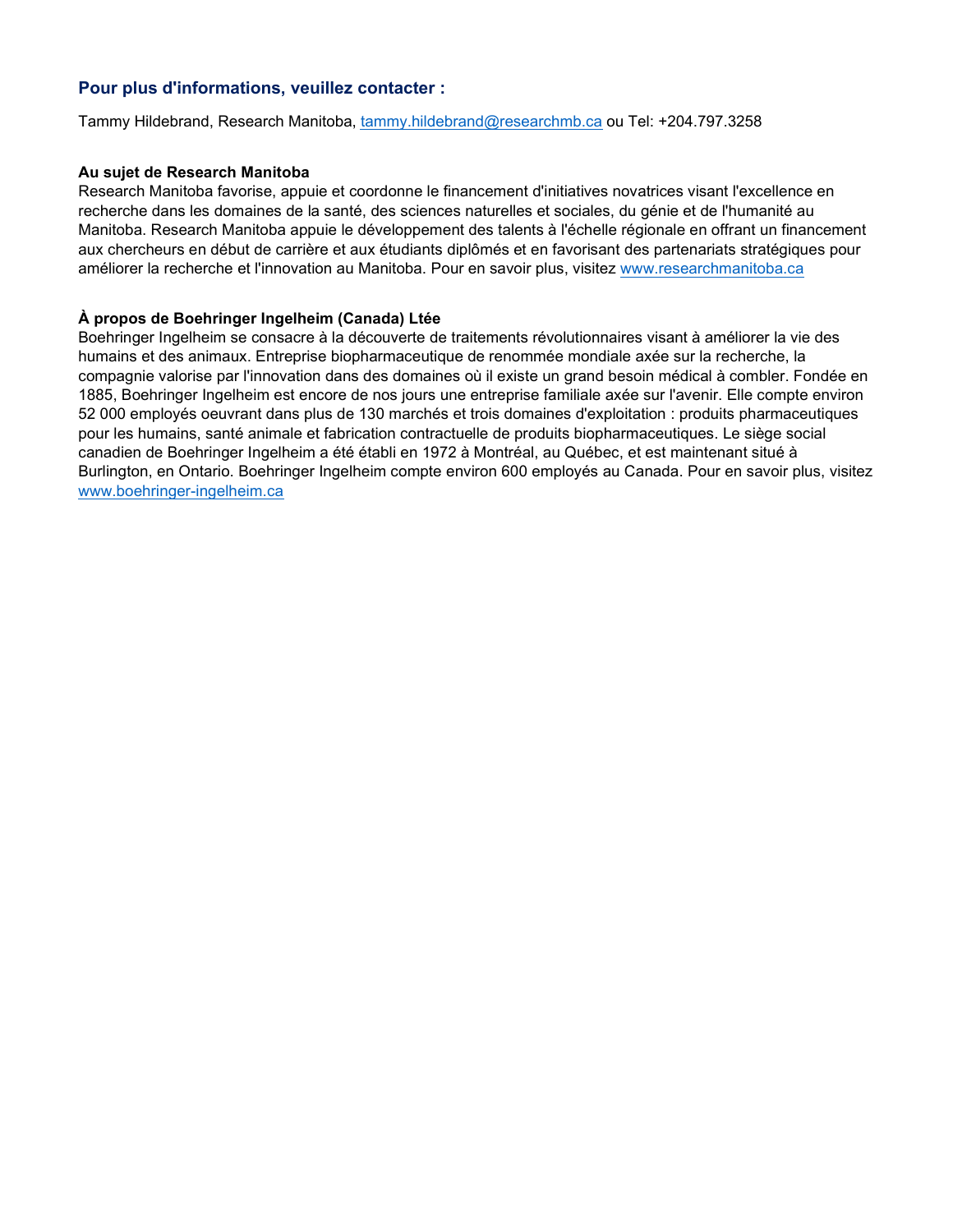### Pour plus d'informations, veuillez contacter :

Tammy Hildebrand, Research Manitoba, tammy.hildebrand@researchmb.ca ou Tel: +204.797.3258

**Au sujet de Research Manitoba**
Research Manitoba favorise, appuie et coordonne le financement d'initiatives novatrices visant l'excellence en recherche dans les domaines de la santé, des sciences naturelles et sociales, du génie et de l'humanité au Manitoba. Research Manitoba appuie le développement des talents à l'échelle régionale en offrant un financement aux chercheurs en début de carrière et aux étudiants diplômés et en favorisant des partenariats stratégiques pour améliorer la recherche et l'innovation au Manitoba. Pour en savoir plus, visitez www.researchmanitoba.ca

**À propos de Boehringer Ingelheim (Canada) Ltée**
Boehringer Ingelheim se consacre à la découverte de traitements révolutionnaires visant à améliorer la vie des humains et des animaux. Entreprise biopharmaceutique de renommée mondiale axée sur la recherche, la compagnie valorise par l'innovation dans des domaines où il existe un grand besoin médical à combler. Fondée en 1885, Boehringer Ingelheim est encore de nos jours une entreprise familiale axée sur l'avenir. Elle compte environ 52 000 employés oeuvrant dans plus de 130 marchés et trois domaines d'exploitation : produits pharmaceutiques pour les humains, santé animale et fabrication contractuelle de produits biopharmaceutiques. Le siège social canadien de Boehringer Ingelheim a été établi en 1972 à Montréal, au Québec, et est maintenant situé à Burlington, en Ontario. Boehringer Ingelheim compte environ 600 employés au Canada. Pour en savoir plus, visitez www.boehringer-ingelheim.ca